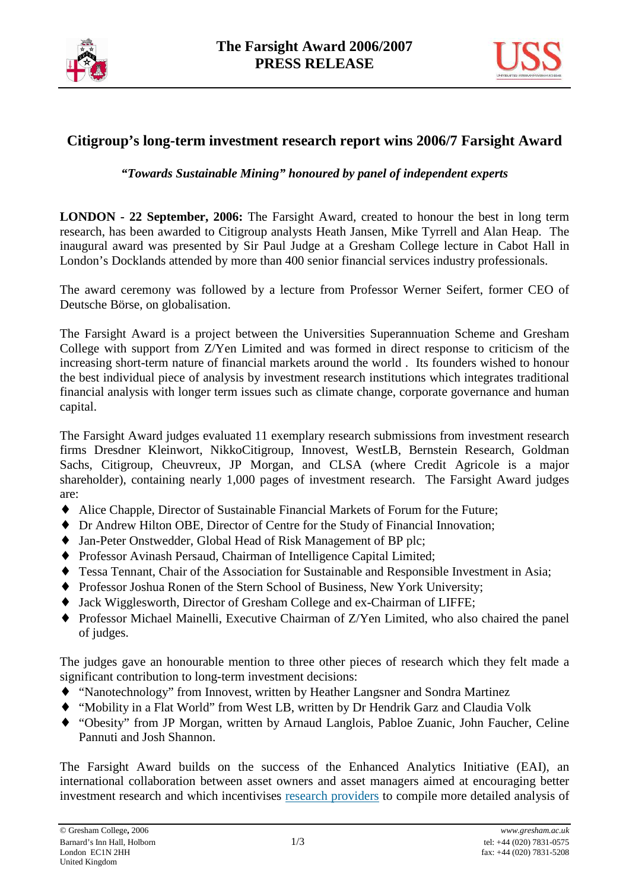# The Farsight Award 2006/2007
# PRESS RELEASE

## Citigroup's long-term investment research report wins 2006/7 Farsight Award

***"Towards Sustainable Mining" honoured by panel of independent experts***

**LONDON - 22 September, 2006:** The Farsight Award, created to honour the best in long term research, has been awarded to Citigroup analysts Heath Jansen, Mike Tyrrell and Alan Heap. The inaugural award was presented by Sir Paul Judge at a Gresham College lecture in Cabot Hall in London's Docklands attended by more than 400 senior financial services industry professionals.

The award ceremony was followed by a lecture from Professor Werner Seifert, former CEO of Deutsche Börse, on globalisation.

The Farsight Award is a project between the Universities Superannuation Scheme and Gresham College with support from Z/Yen Limited and was formed in direct response to criticism of the increasing short-term nature of financial markets around the world . Its founders wished to honour the best individual piece of analysis by investment research institutions which integrates traditional financial analysis with longer term issues such as climate change, corporate governance and human capital.

The Farsight Award judges evaluated 11 exemplary research submissions from investment research firms Dresdner Kleinwort, NikkoCitigroup, Innovest, WestLB, Bernstein Research, Goldman Sachs, Citigroup, Cheuvreux, JP Morgan, and CLSA (where Credit Agricole is a major shareholder), containing nearly 1,000 pages of investment research. The Farsight Award judges are:

- Alice Chapple, Director of Sustainable Financial Markets of Forum for the Future;
- Dr Andrew Hilton OBE, Director of Centre for the Study of Financial Innovation;
- Jan-Peter Onstwedder, Global Head of Risk Management of BP plc;
- Professor Avinash Persaud, Chairman of Intelligence Capital Limited;
- Tessa Tennant, Chair of the Association for Sustainable and Responsible Investment in Asia;
- Professor Joshua Ronen of the Stern School of Business, New York University;
- Jack Wigglesworth, Director of Gresham College and ex-Chairman of LIFFE;
- Professor Michael Mainelli, Executive Chairman of Z/Yen Limited, who also chaired the panel of judges.

The judges gave an honourable mention to three other pieces of research which they felt made a significant contribution to long-term investment decisions:

- "Nanotechnology" from Innovest, written by Heather Langsner and Sondra Martinez
- "Mobility in a Flat World" from West LB, written by Dr Hendrik Garz and Claudia Volk
- "Obesity" from JP Morgan, written by Arnaud Langlois, Pabloe Zuanic, John Faucher, Celine Pannuti and Josh Shannon.

The Farsight Award builds on the success of the Enhanced Analytics Initiative (EAI), an international collaboration between asset owners and asset managers aimed at encouraging better investment research and which incentivises research providers to compile more detailed analysis of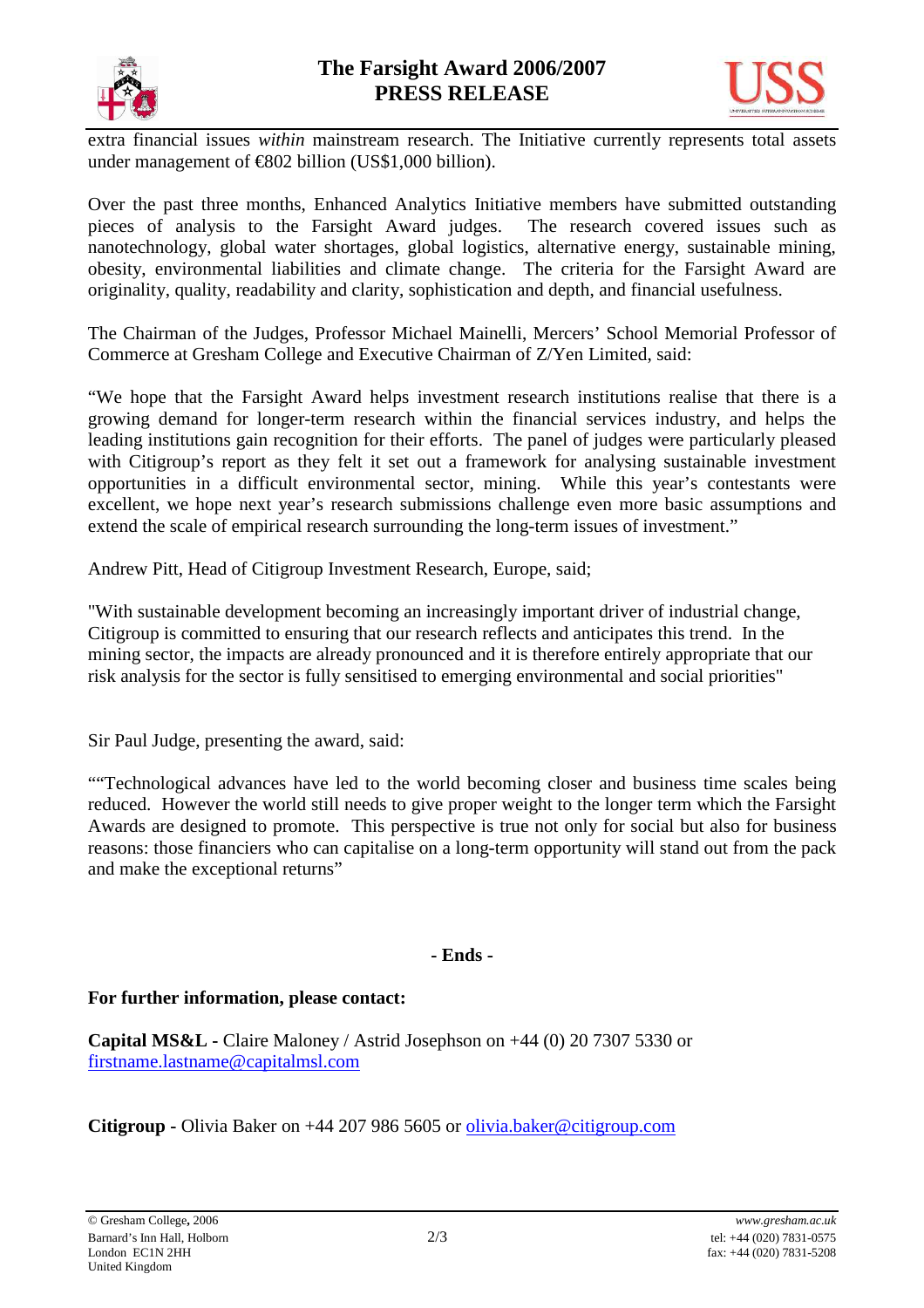extra financial issues *within* mainstream research. The Initiative currently represents total assets under management of €802 billion (US$1,000 billion).

Over the past three months, Enhanced Analytics Initiative members have submitted outstanding pieces of analysis to the Farsight Award judges. The research covered issues such as nanotechnology, global water shortages, global logistics, alternative energy, sustainable mining, obesity, environmental liabilities and climate change. The criteria for the Farsight Award are originality, quality, readability and clarity, sophistication and depth, and financial usefulness.

The Chairman of the Judges, Professor Michael Mainelli, Mercers' School Memorial Professor of Commerce at Gresham College and Executive Chairman of Z/Yen Limited, said:

"We hope that the Farsight Award helps investment research institutions realise that there is a growing demand for longer-term research within the financial services industry, and helps the leading institutions gain recognition for their efforts. The panel of judges were particularly pleased with Citigroup's report as they felt it set out a framework for analysing sustainable investment opportunities in a difficult environmental sector, mining. While this year's contestants were excellent, we hope next year's research submissions challenge even more basic assumptions and extend the scale of empirical research surrounding the long-term issues of investment."

Andrew Pitt, Head of Citigroup Investment Research, Europe, said;

"With sustainable development becoming an increasingly important driver of industrial change, Citigroup is committed to ensuring that our research reflects and anticipates this trend. In the mining sector, the impacts are already pronounced and it is therefore entirely appropriate that our risk analysis for the sector is fully sensitised to emerging environmental and social priorities"

Sir Paul Judge, presenting the award, said:

""Technological advances have led to the world becoming closer and business time scales being reduced. However the world still needs to give proper weight to the longer term which the Farsight Awards are designed to promote. This perspective is true not only for social but also for business reasons: those financiers who can capitalise on a long-term opportunity will stand out from the pack and make the exceptional returns"

**- Ends -**

**For further information, please contact:**

**Capital MS&L -** Claire Maloney / Astrid Josephson on +44 (0) 20 7307 5330 or firstname.lastname@capitalmsl.com

**Citigroup -** Olivia Baker on +44 207 986 5605 or olivia.baker@citigroup.com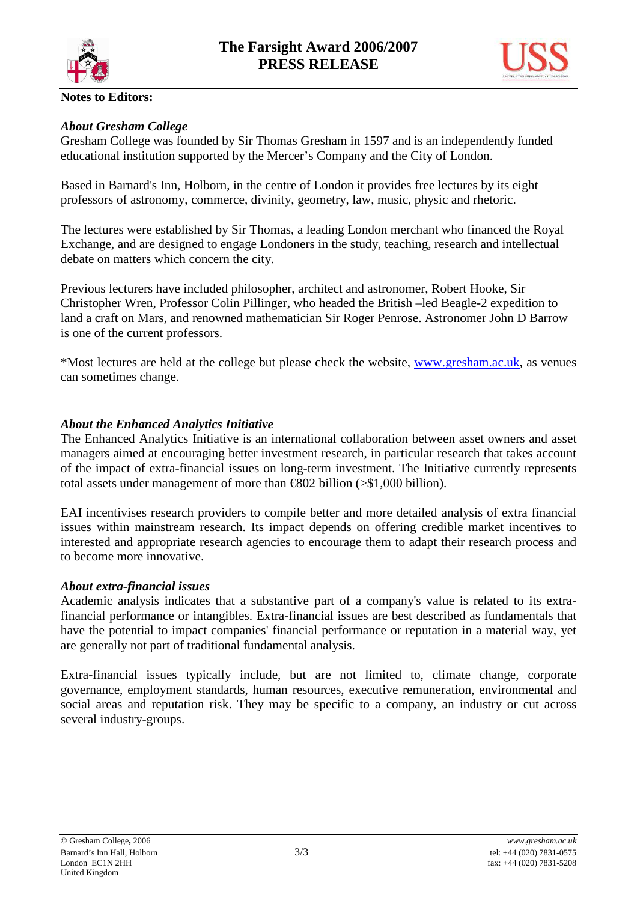**Notes to Editors:**

### *About Gresham College*

Gresham College was founded by Sir Thomas Gresham in 1597 and is an independently funded educational institution supported by the Mercer's Company and the City of London.

Based in Barnard's Inn, Holborn, in the centre of London it provides free lectures by its eight professors of astronomy, commerce, divinity, geometry, law, music, physic and rhetoric.

The lectures were established by Sir Thomas, a leading London merchant who financed the Royal Exchange, and are designed to engage Londoners in the study, teaching, research and intellectual debate on matters which concern the city.

Previous lecturers have included philosopher, architect and astronomer, Robert Hooke, Sir Christopher Wren, Professor Colin Pillinger, who headed the British –led Beagle-2 expedition to land a craft on Mars, and renowned mathematician Sir Roger Penrose. Astronomer John D Barrow is one of the current professors.

*Most lectures are held at the college but please check the website, www.gresham.ac.uk, as venues can sometimes change.

### *About the Enhanced Analytics Initiative*

The Enhanced Analytics Initiative is an international collaboration between asset owners and asset managers aimed at encouraging better investment research, in particular research that takes account of the impact of extra-financial issues on long-term investment. The Initiative currently represents total assets under management of more than €802 billion (>$1,000 billion).

EAI incentivises research providers to compile better and more detailed analysis of extra financial issues within mainstream research. Its impact depends on offering credible market incentives to interested and appropriate research agencies to encourage them to adapt their research process and to become more innovative.

### *About extra-financial issues*

Academic analysis indicates that a substantive part of a company's value is related to its extra-financial performance or intangibles. Extra-financial issues are best described as fundamentals that have the potential to impact companies' financial performance or reputation in a material way, yet are generally not part of traditional fundamental analysis.

Extra-financial issues typically include, but are not limited to, climate change, corporate governance, employment standards, human resources, executive remuneration, environmental and social areas and reputation risk. They may be specific to a company, an industry or cut across several industry-groups.